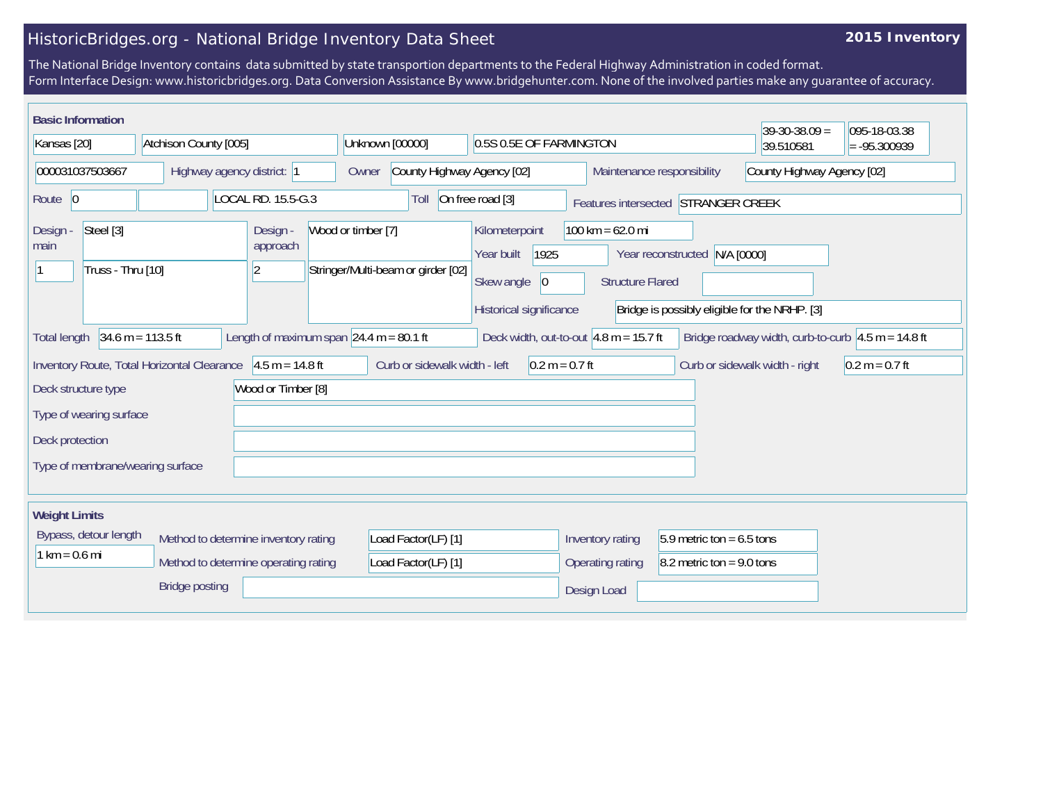# HistoricBridges.org - National Bridge Inventory Data Sheet

**2015 Inventory**

The National Bridge Inventory contains data submitted by state transportion departments to the Federal Highway Administration in coded format.
Form Interface Design: www.historicbridges.org. Data Conversion Assistance By www.bridgehunter.com. None of the involved parties make any guarantee of accuracy.

## Basic Information

| | |
|---|---|
| State | Kansas [20] |
| County | Atchison County [005] |
| Place | Unknown [00000] |
| Location | 0.5S 0.5E OF FARMINGTON |
| Latitude | 39-30-38.09 = 39.510581 |
| Longitude | 095-18-03.38 = -95.300939 |
| Structure Number | 000031037503667 |
| Highway agency district: | 1 |
| Owner | County Highway Agency [02] |
| Maintenance responsibility | County Highway Agency [02] |
| Route | 0 |
| Facility carried | LOCAL RD. 15.5-G.3 |
| Toll | On free road [3] |
| Features intersected | STRANGER CREEK |
| Design - main | Steel [3] |
| | 1 — Truss - Thru [10] |
| Design - approach | Wood or timber [7] |
| | 2 — Stringer/Multi-beam or girder [02] |
| Kilometerpoint | 100 km = 62.0 mi |
| Year built | 1925 |
| Year reconstructed | N/A [0000] |
| Skew angle | 0 |
| Structure Flared | |
| Historical significance | Bridge is possibly eligible for the NRHP. [3] |
| Total length | 34.6 m = 113.5 ft |
| Length of maximum span | 24.4 m = 80.1 ft |
| Deck width, out-to-out | 4.8 m = 15.7 ft |
| Bridge roadway width, curb-to-curb | 4.5 m = 14.8 ft |
| Inventory Route, Total Horizontal Clearance | 4.5 m = 14.8 ft |
| Curb or sidewalk width - left | 0.2 m = 0.7 ft |
| Curb or sidewalk width - right | 0.2 m = 0.7 ft |
| Deck structure type | Wood or Timber [8] |
| Type of wearing surface | |
| Deck protection | |
| Type of membrane/wearing surface | |

## Weight Limits

| | |
|---|---|
| Bypass, detour length | 1 km = 0.6 mi |
| Method to determine inventory rating | Load Factor(LF) [1] |
| Method to determine operating rating | Load Factor(LF) [1] |
| Inventory rating | 5.9 metric ton = 6.5 tons |
| Operating rating | 8.2 metric ton = 9.0 tons |
| Bridge posting | |
| Design Load | |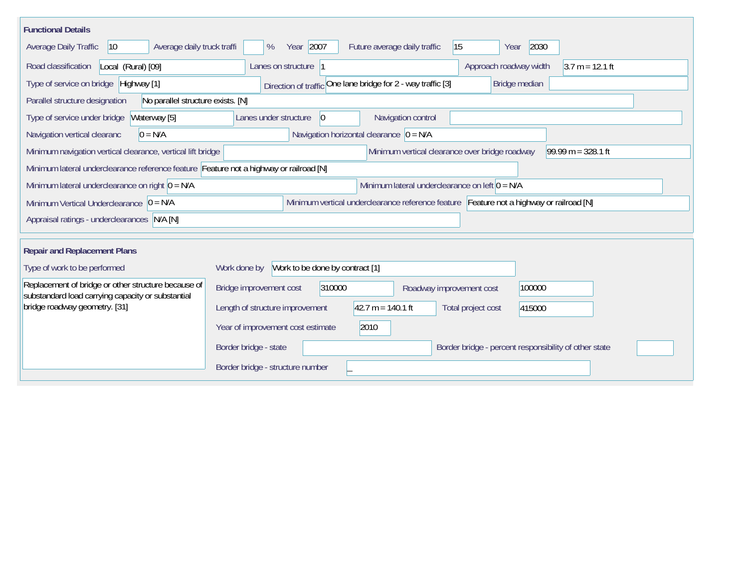## Functional Details

Average Daily Traffic: 10
Average daily truck traffi: %
Year: 2007
Future average daily traffic: 15
Year: 2030

Road classification: Local (Rural) [09]
Lanes on structure: 1
Approach roadway width: 3.7 m = 12.1 ft

Type of service on bridge: Highway [1]
Direction of traffic: One lane bridge for 2 - way traffic [3]
Bridge median:

Parallel structure designation: No parallel structure exists. [N]

Type of service under bridge: Waterway [5]
Lanes under structure: 0
Navigation control:

Navigation vertical clearanc: 0 = N/A
Navigation horizontal clearance: 0 = N/A

Minimum navigation vertical clearance, vertical lift bridge:
Minimum vertical clearance over bridge roadway: 99.99 m = 328.1 ft

Minimum lateral underclearance reference feature: Feature not a highway or railroad [N]

Minimum lateral underclearance on right: 0 = N/A
Minimum lateral underclearance on left: 0 = N/A

Minimum Vertical Underclearance: 0 = N/A
Minimum vertical underclearance reference feature: Feature not a highway or railroad [N]

Appraisal ratings - underclearances: N/A [N]

## Repair and Replacement Plans

Type of work to be performed:
Replacement of bridge or other structure because of substandard load carrying capacity or substantial bridge roadway geometry. [31]

Work done by: Work to be done by contract [1]

Bridge improvement cost: 310000
Roadway improvement cost: 100000

Length of structure improvement: 42.7 m = 140.1 ft
Total project cost: 415000

Year of improvement cost estimate: 2010

Border bridge - state:
Border bridge - percent responsibility of other state:

Border bridge - structure number: _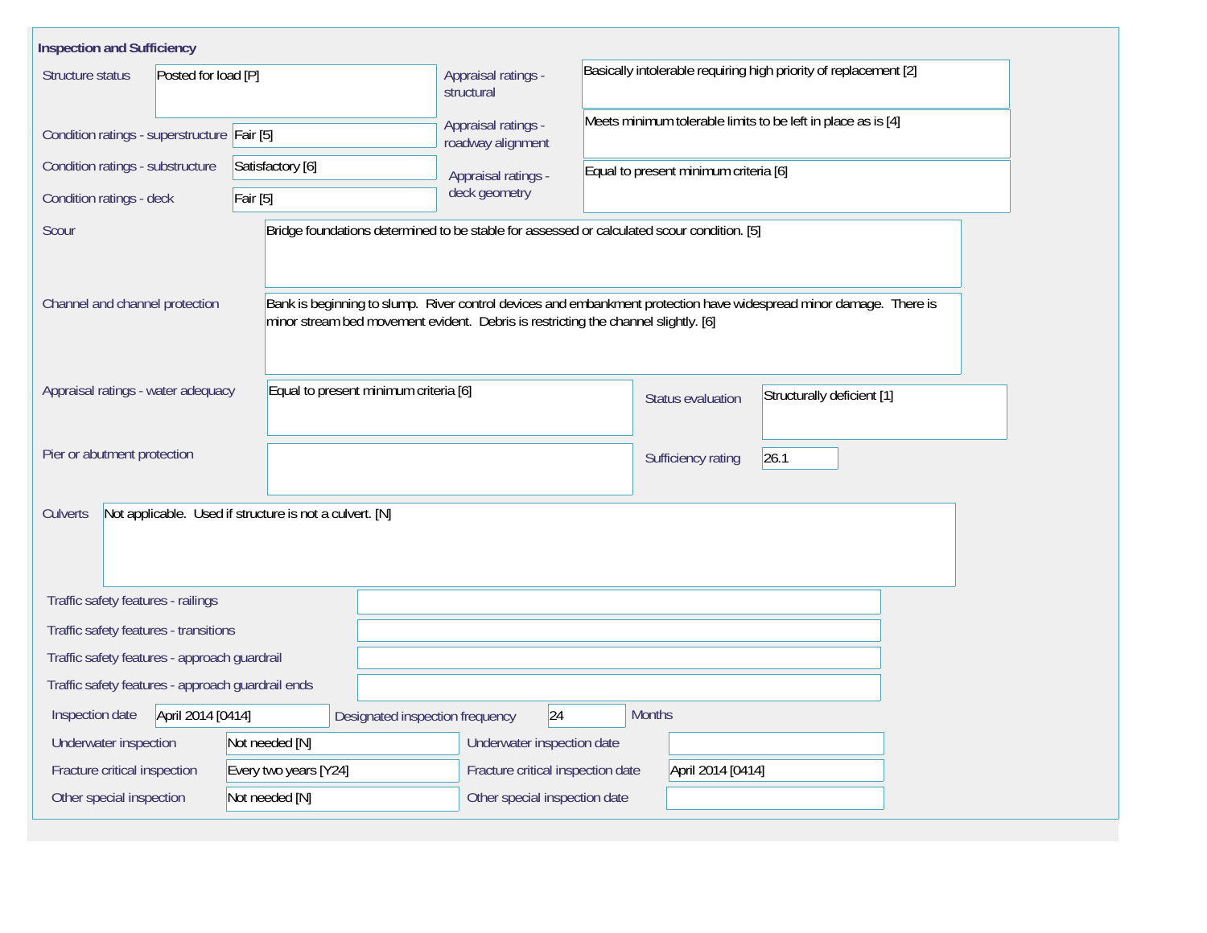## Inspection and Sufficiency

| | |
|---|---|
| Structure status | Posted for load [P] |
| Appraisal ratings - structural | Basically intolerable requiring high priority of replacement [2] |
| Condition ratings - superstructure | Fair [5] |
| Appraisal ratings - roadway alignment | Meets minimum tolerable limits to be left in place as is [4] |
| Condition ratings - substructure | Satisfactory [6] |
| Appraisal ratings - deck geometry | Equal to present minimum criteria [6] |
| Condition ratings - deck | Fair [5] |
| Scour | Bridge foundations determined to be stable for assessed or calculated scour condition. [5] |
| Channel and channel protection | Bank is beginning to slump. River control devices and embankment protection have widespread minor damage. There is minor stream bed movement evident. Debris is restricting the channel slightly. [6] |
| Appraisal ratings - water adequacy | Equal to present minimum criteria [6] |
| Status evaluation | Structurally deficient [1] |
| Pier or abutment protection | |
| Sufficiency rating | 26.1 |
| Culverts | Not applicable. Used if structure is not a culvert. [N] |
| Traffic safety features - railings | |
| Traffic safety features - transitions | |
| Traffic safety features - approach guardrail | |
| Traffic safety features - approach guardrail ends | |
| Inspection date | April 2014 [0414] |
| Designated inspection frequency | 24 Months |
| Underwater inspection | Not needed [N] |
| Underwater inspection date | |
| Fracture critical inspection | Every two years [Y24] |
| Fracture critical inspection date | April 2014 [0414] |
| Other special inspection | Not needed [N] |
| Other special inspection date | |